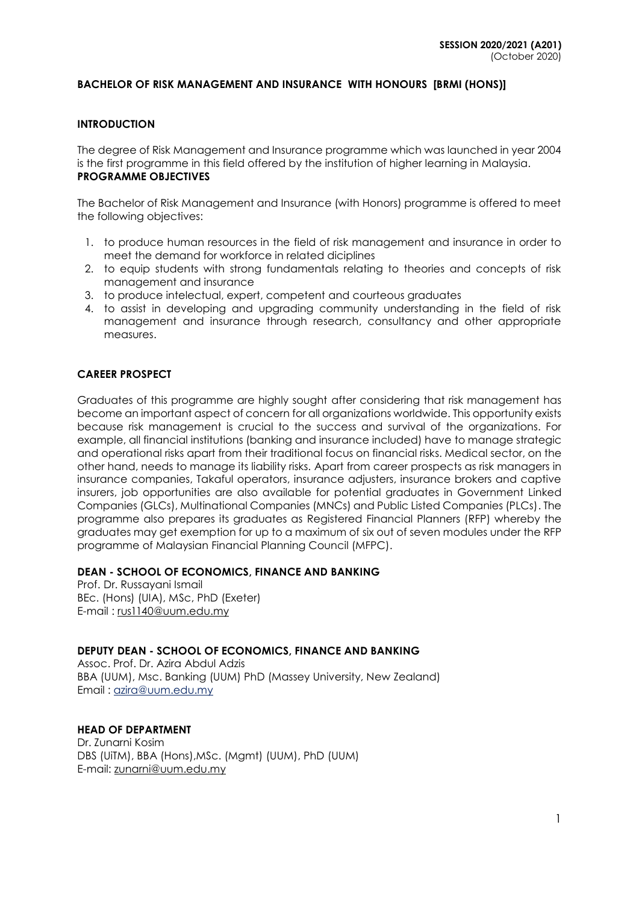**SESSION 2020/2021 (A201)**
(October 2020)

# BACHELOR OF RISK MANAGEMENT AND INSURANCE WITH HONOURS [BRMI (HONS)]

## INTRODUCTION

The degree of Risk Management and Insurance programme which was launched in year 2004 is the first programme in this field offered by the institution of higher learning in Malaysia.

## PROGRAMME OBJECTIVES

The Bachelor of Risk Management and Insurance (with Honors) programme is offered to meet the following objectives:

1. to produce human resources in the field of risk management and insurance in order to meet the demand for workforce in related diciplines
2. to equip students with strong fundamentals relating to theories and concepts of risk management and insurance
3. to produce intelectual, expert, competent and courteous graduates
4. to assist in developing and upgrading community understanding in the field of risk management and insurance through research, consultancy and other appropriate measures.

## CAREER PROSPECT

Graduates of this programme are highly sought after considering that risk management has become an important aspect of concern for all organizations worldwide. This opportunity exists because risk management is crucial to the success and survival of the organizations. For example, all financial institutions (banking and insurance included) have to manage strategic and operational risks apart from their traditional focus on financial risks. Medical sector, on the other hand, needs to manage its liability risks. Apart from career prospects as risk managers in insurance companies, Takaful operators, insurance adjusters, insurance brokers and captive insurers, job opportunities are also available for potential graduates in Government Linked Companies (GLCs), Multinational Companies (MNCs) and Public Listed Companies (PLCs). The programme also prepares its graduates as Registered Financial Planners (RFP) whereby the graduates may get exemption for up to a maximum of six out of seven modules under the RFP programme of Malaysian Financial Planning Council (MFPC).

## DEAN - SCHOOL OF ECONOMICS, FINANCE AND BANKING

Prof. Dr. Russayani Ismail
BEc. (Hons) (UIA), MSc, PhD (Exeter)
E-mail : rus1140@uum.edu.my

## DEPUTY DEAN - SCHOOL OF ECONOMICS, FINANCE AND BANKING

Assoc. Prof. Dr. Azira Abdul Adzis
BBA (UUM), Msc. Banking (UUM) PhD (Massey University, New Zealand)
Email : azira@uum.edu.my

## HEAD OF DEPARTMENT

Dr. Zunarni Kosim
DBS (UiTM), BBA (Hons),MSc. (Mgmt) (UUM), PhD (UUM)
E-mail: zunarni@uum.edu.my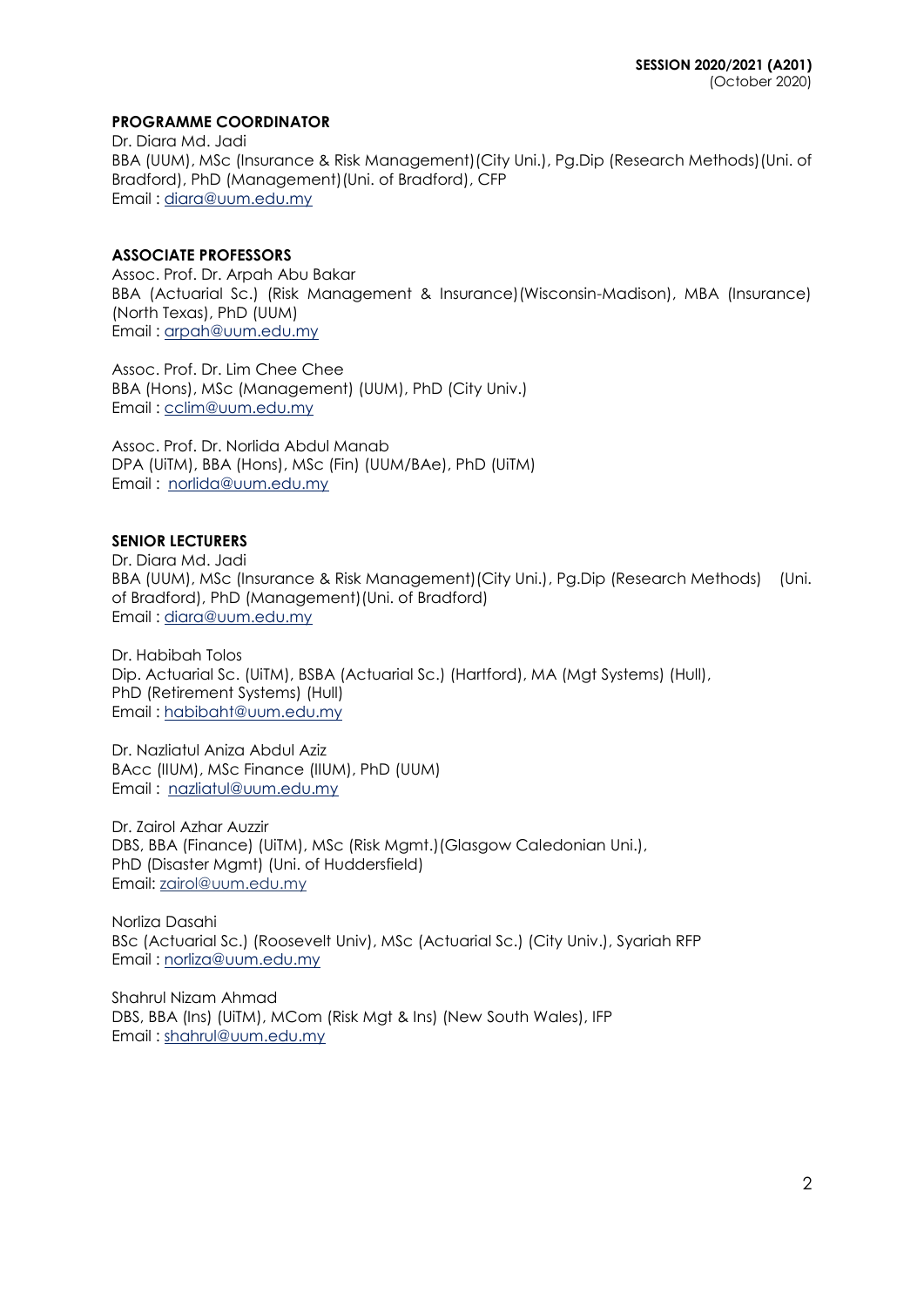**SESSION 2020/2021 (A201)**
(October 2020)

**PROGRAMME COORDINATOR**

Dr. Diara Md. Jadi
BBA (UUM), MSc (Insurance & Risk Management)(City Uni.), Pg.Dip (Research Methods)(Uni. of Bradford), PhD (Management)(Uni. of Bradford), CFP
Email : diara@uum.edu.my

**ASSOCIATE PROFESSORS**

Assoc. Prof. Dr. Arpah Abu Bakar
BBA (Actuarial Sc.) (Risk Management & Insurance)(Wisconsin-Madison), MBA (Insurance) (North Texas), PhD (UUM)
Email : arpah@uum.edu.my

Assoc. Prof. Dr. Lim Chee Chee
BBA (Hons), MSc (Management) (UUM), PhD (City Univ.)
Email : cclim@uum.edu.my

Assoc. Prof. Dr. Norlida Abdul Manab
DPA (UiTM), BBA (Hons), MSc (Fin) (UUM/BAe), PhD (UiTM)
Email : norlida@uum.edu.my

**SENIOR LECTURERS**

Dr. Diara Md. Jadi
BBA (UUM), MSc (Insurance & Risk Management)(City Uni.), Pg.Dip (Research Methods) (Uni. of Bradford), PhD (Management)(Uni. of Bradford)
Email : diara@uum.edu.my

Dr. Habibah Tolos
Dip. Actuarial Sc. (UiTM), BSBA (Actuarial Sc.) (Hartford), MA (Mgt Systems) (Hull), PhD (Retirement Systems) (Hull)
Email : habibaht@uum.edu.my

Dr. Nazliatul Aniza Abdul Aziz
BAcc (IIUM), MSc Finance (IIUM), PhD (UUM)
Email : nazliatul@uum.edu.my

Dr. Zairol Azhar Auzzir
DBS, BBA (Finance) (UiTM), MSc (Risk Mgmt.)(Glasgow Caledonian Uni.), PhD (Disaster Mgmt) (Uni. of Huddersfield)
Email: zairol@uum.edu.my

Norliza Dasahi
BSc (Actuarial Sc.) (Roosevelt Univ), MSc (Actuarial Sc.) (City Univ.), Syariah RFP
Email : norliza@uum.edu.my

Shahrul Nizam Ahmad
DBS, BBA (Ins) (UiTM), MCom (Risk Mgt & Ins) (New South Wales), IFP
Email : shahrul@uum.edu.my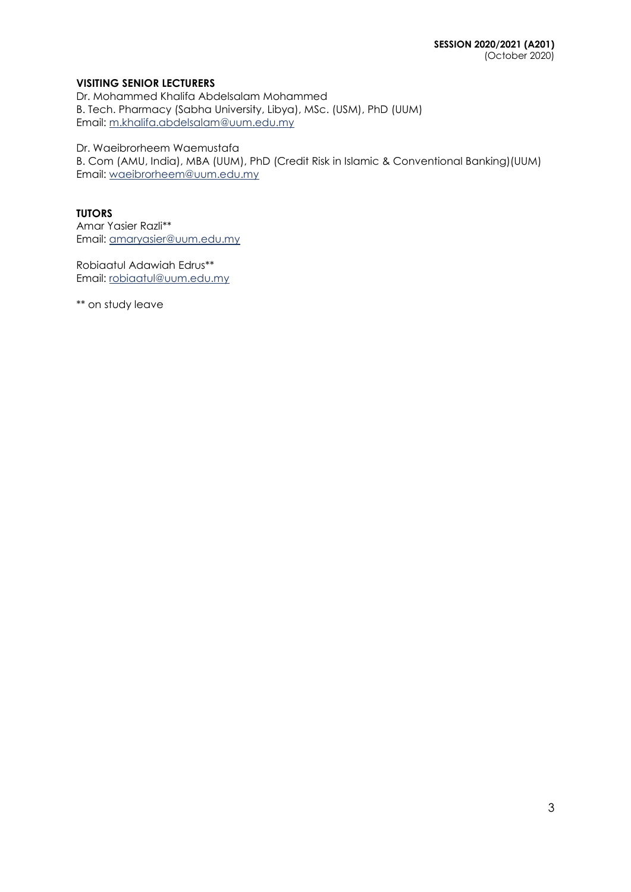**VISITING SENIOR LECTURERS**

Dr. Mohammed Khalifa Abdelsalam Mohammed
B. Tech. Pharmacy (Sabha University, Libya), MSc. (USM), PhD (UUM)
Email: m.khalifa.abdelsalam@uum.edu.my

Dr. Waeibrorheem Waemustafa
B. Com (AMU, India), MBA (UUM), PhD (Credit Risk in Islamic & Conventional Banking)(UUM)
Email: waeibrorheem@uum.edu.my

**TUTORS**

Amar Yasier Razli**
Email: amaryasier@uum.edu.my

Robiaatul Adawiah Edrus**
Email: robiaatul@uum.edu.my

** on study leave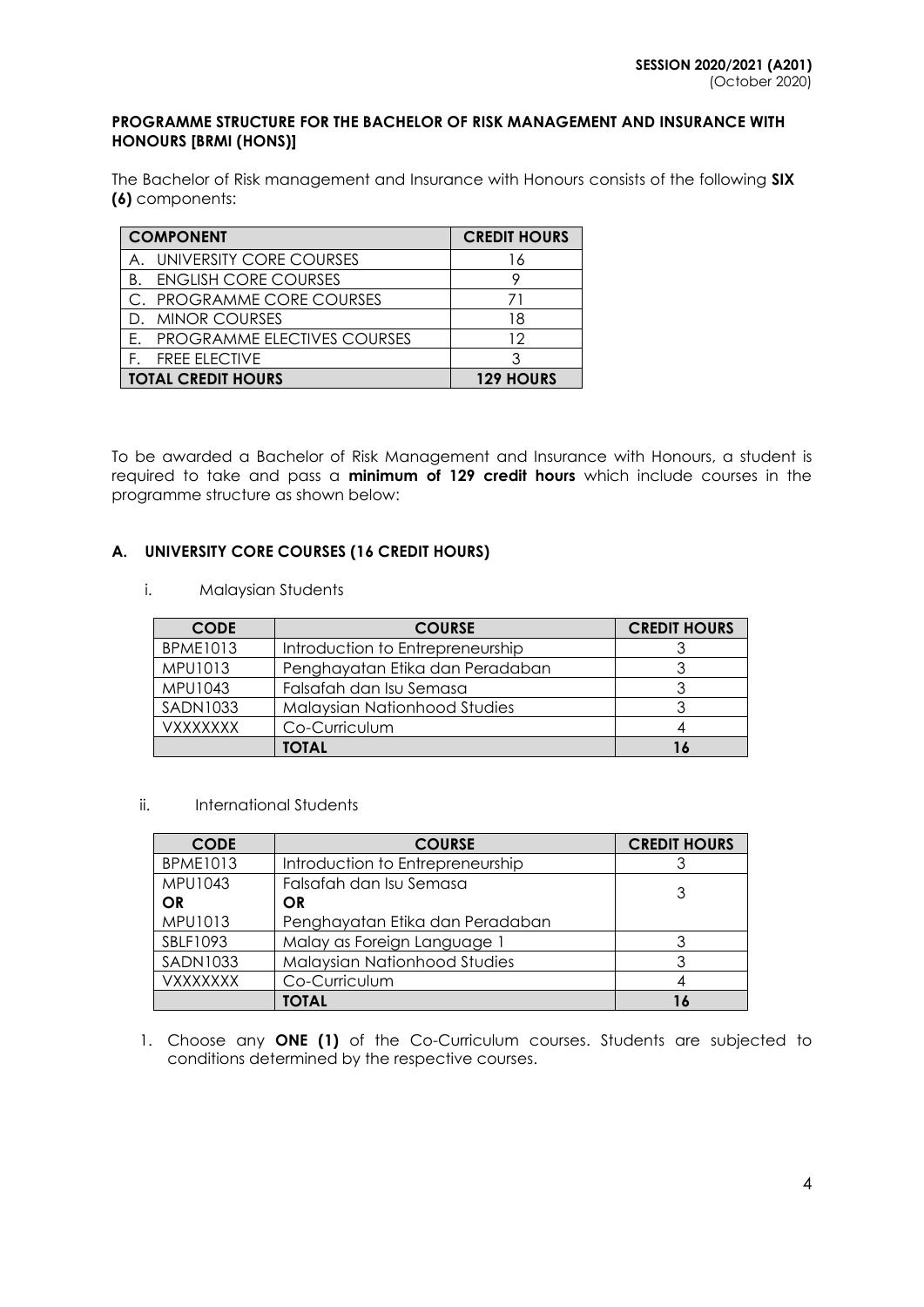**SESSION 2020/2021 (A201)**
(October 2020)

**PROGRAMME STRUCTURE FOR THE BACHELOR OF RISK MANAGEMENT AND INSURANCE WITH HONOURS [BRMI (HONS)]**

The Bachelor of Risk management and Insurance with Honours consists of the following **SIX (6)** components:

| COMPONENT | CREDIT HOURS |
|---|---|
| A. UNIVERSITY CORE COURSES | 16 |
| B. ENGLISH CORE COURSES | 9 |
| C. PROGRAMME CORE COURSES | 71 |
| D. MINOR COURSES | 18 |
| E. PROGRAMME ELECTIVES COURSES | 12 |
| F. FREE ELECTIVE | 3 |
| **TOTAL CREDIT HOURS** | **129 HOURS** |

To be awarded a Bachelor of Risk Management and Insurance with Honours, a student is required to take and pass a **minimum of 129 credit hours** which include courses in the programme structure as shown below:

### A. UNIVERSITY CORE COURSES (16 CREDIT HOURS)

i. Malaysian Students

| CODE | COURSE | CREDIT HOURS |
|---|---|---|
| BPME1013 | Introduction to Entrepreneurship | 3 |
| MPU1013 | Penghayatan Etika dan Peradaban | 3 |
| MPU1043 | Falsafah dan Isu Semasa | 3 |
| SADN1033 | Malaysian Nationhood Studies | 3 |
| VXXXXXXX | Co-Curriculum | 4 |
| | **TOTAL** | **16** |

ii. International Students

| CODE | COURSE | CREDIT HOURS |
|---|---|---|
| BPME1013 | Introduction to Entrepreneurship | 3 |
| MPU1043 **OR** MPU1013 | Falsafah dan Isu Semasa **OR** Penghayatan Etika dan Peradaban | 3 |
| SBLF1093 | Malay as Foreign Language 1 | 3 |
| SADN1033 | Malaysian Nationhood Studies | 3 |
| VXXXXXXX | Co-Curriculum | 4 |
| | **TOTAL** | **16** |

1. Choose any **ONE (1)** of the Co-Curriculum courses. Students are subjected to conditions determined by the respective courses.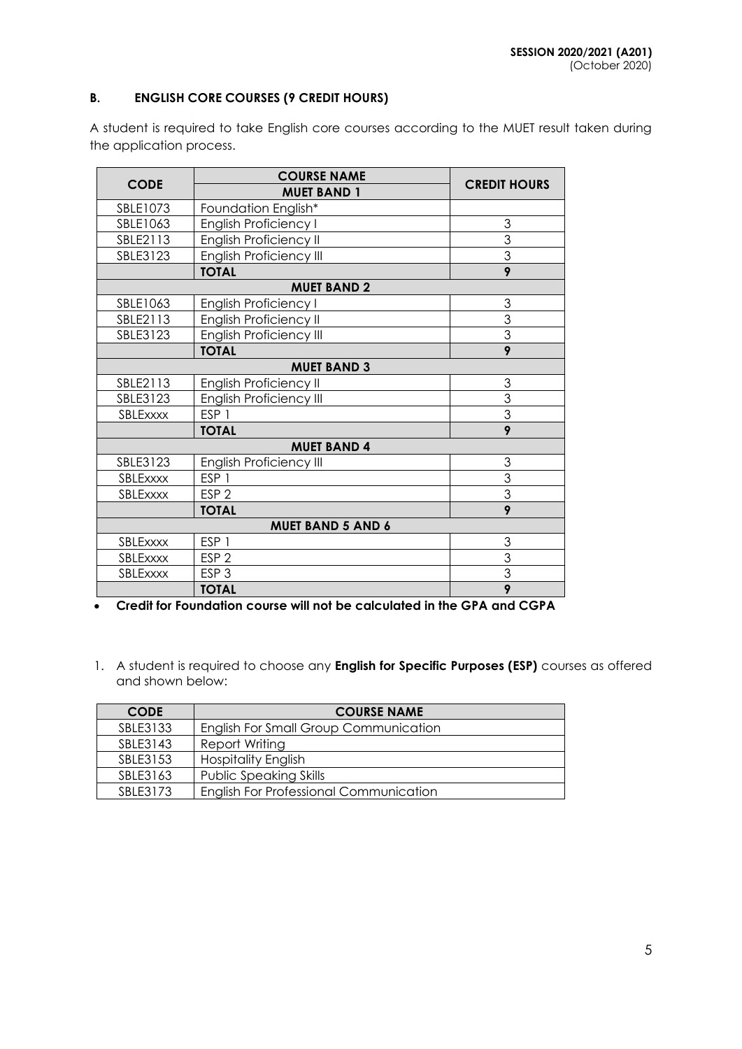### B. ENGLISH CORE COURSES (9 CREDIT HOURS)

A student is required to take English core courses according to the MUET result taken during the application process.

| CODE | COURSE NAME | CREDIT HOURS |
|---|---|---|
| | **MUET BAND 1** | |
| SBLE1073 | Foundation English* | |
| SBLE1063 | English Proficiency I | 3 |
| SBLE2113 | English Proficiency II | 3 |
| SBLE3123 | English Proficiency III | 3 |
| | **TOTAL** | **9** |
| | **MUET BAND 2** | |
| SBLE1063 | English Proficiency I | 3 |
| SBLE2113 | English Proficiency II | 3 |
| SBLE3123 | English Proficiency III | 3 |
| | **TOTAL** | **9** |
| | **MUET BAND 3** | |
| SBLE2113 | English Proficiency II | 3 |
| SBLE3123 | English Proficiency III | 3 |
| SBLExxxx | ESP 1 | 3 |
| | **TOTAL** | **9** |
| | **MUET BAND 4** | |
| SBLE3123 | English Proficiency III | 3 |
| SBLExxxx | ESP 1 | 3 |
| SBLExxxx | ESP 2 | 3 |
| | **TOTAL** | **9** |
| | **MUET BAND 5 AND 6** | |
| SBLExxxx | ESP 1 | 3 |
| SBLExxxx | ESP 2 | 3 |
| SBLExxxx | ESP 3 | 3 |
| | **TOTAL** | **9** |

- **Credit for Foundation course will not be calculated in the GPA and CGPA**

1. A student is required to choose any **English for Specific Purposes (ESP)** courses as offered and shown below:

| CODE | COURSE NAME |
|---|---|
| SBLE3133 | English For Small Group Communication |
| SBLE3143 | Report Writing |
| SBLE3153 | Hospitality English |
| SBLE3163 | Public Speaking Skills |
| SBLE3173 | English For Professional Communication |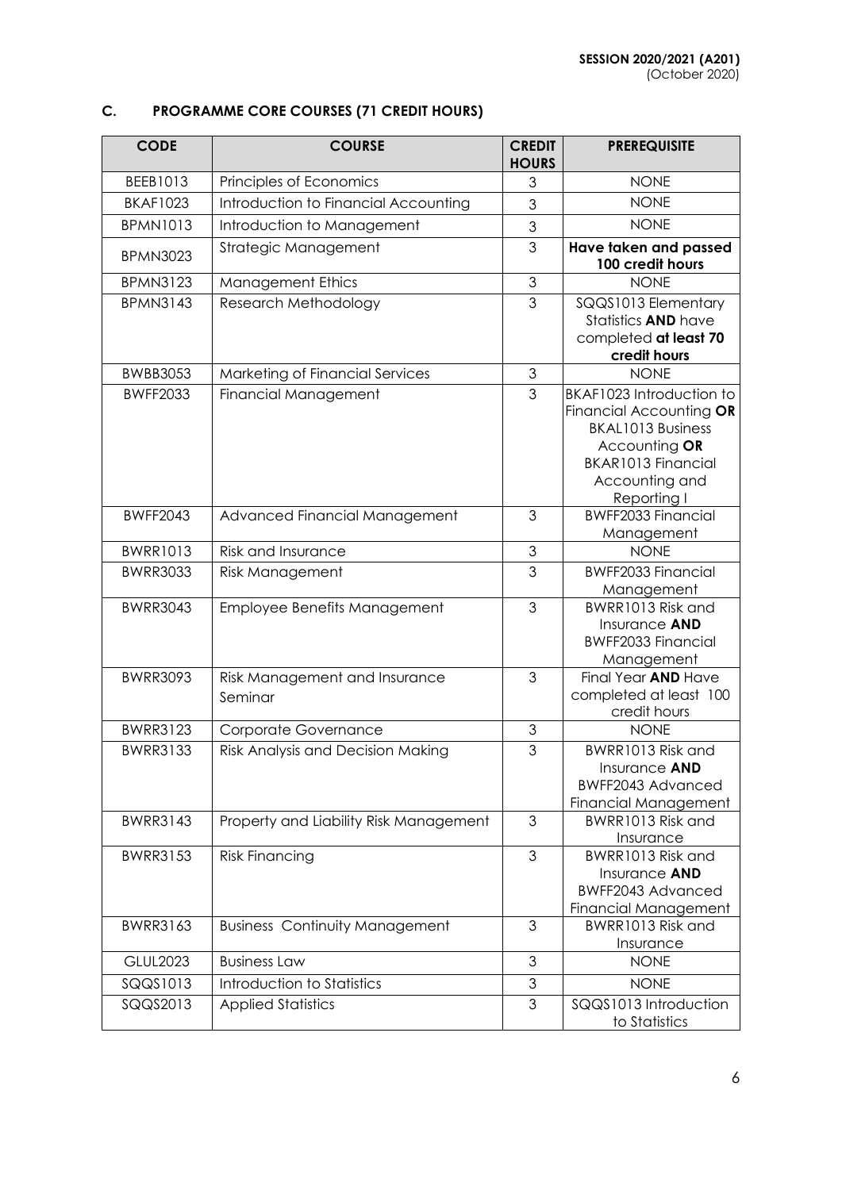## C. PROGRAMME CORE COURSES (71 CREDIT HOURS)

| CODE | COURSE | CREDIT HOURS | PREREQUISITE |
|---|---|---|---|
| BEEB1013 | Principles of Economics | 3 | NONE |
| BKAF1023 | Introduction to Financial Accounting | 3 | NONE |
| BPMN1013 | Introduction to Management | 3 | NONE |
| BPMN3023 | Strategic Management | 3 | **Have taken and passed 100 credit hours** |
| BPMN3123 | Management Ethics | 3 | NONE |
| BPMN3143 | Research Methodology | 3 | SQQS1013 Elementary Statistics **AND** have completed **at least 70 credit hours** |
| BWBB3053 | Marketing of Financial Services | 3 | NONE |
| BWFF2033 | Financial Management | 3 | BKAF1023 Introduction to Financial Accounting **OR** BKAL1013 Business Accounting **OR** BKAR1013 Financial Accounting and Reporting I |
| BWFF2043 | Advanced Financial Management | 3 | BWFF2033 Financial Management |
| BWRR1013 | Risk and Insurance | 3 | NONE |
| BWRR3033 | Risk Management | 3 | BWFF2033 Financial Management |
| BWRR3043 | Employee Benefits Management | 3 | BWRR1013 Risk and Insurance **AND** BWFF2033 Financial Management |
| BWRR3093 | Risk Management and Insurance Seminar | 3 | Final Year **AND** Have completed at least 100 credit hours |
| BWRR3123 | Corporate Governance | 3 | NONE |
| BWRR3133 | Risk Analysis and Decision Making | 3 | BWRR1013 Risk and Insurance **AND** BWFF2043 Advanced Financial Management |
| BWRR3143 | Property and Liability Risk Management | 3 | BWRR1013 Risk and Insurance |
| BWRR3153 | Risk Financing | 3 | BWRR1013 Risk and Insurance **AND** BWFF2043 Advanced Financial Management |
| BWRR3163 | Business Continuity Management | 3 | BWRR1013 Risk and Insurance |
| GLUL2023 | Business Law | 3 | NONE |
| SQQS1013 | Introduction to Statistics | 3 | NONE |
| SQQS2013 | Applied Statistics | 3 | SQQS1013 Introduction to Statistics |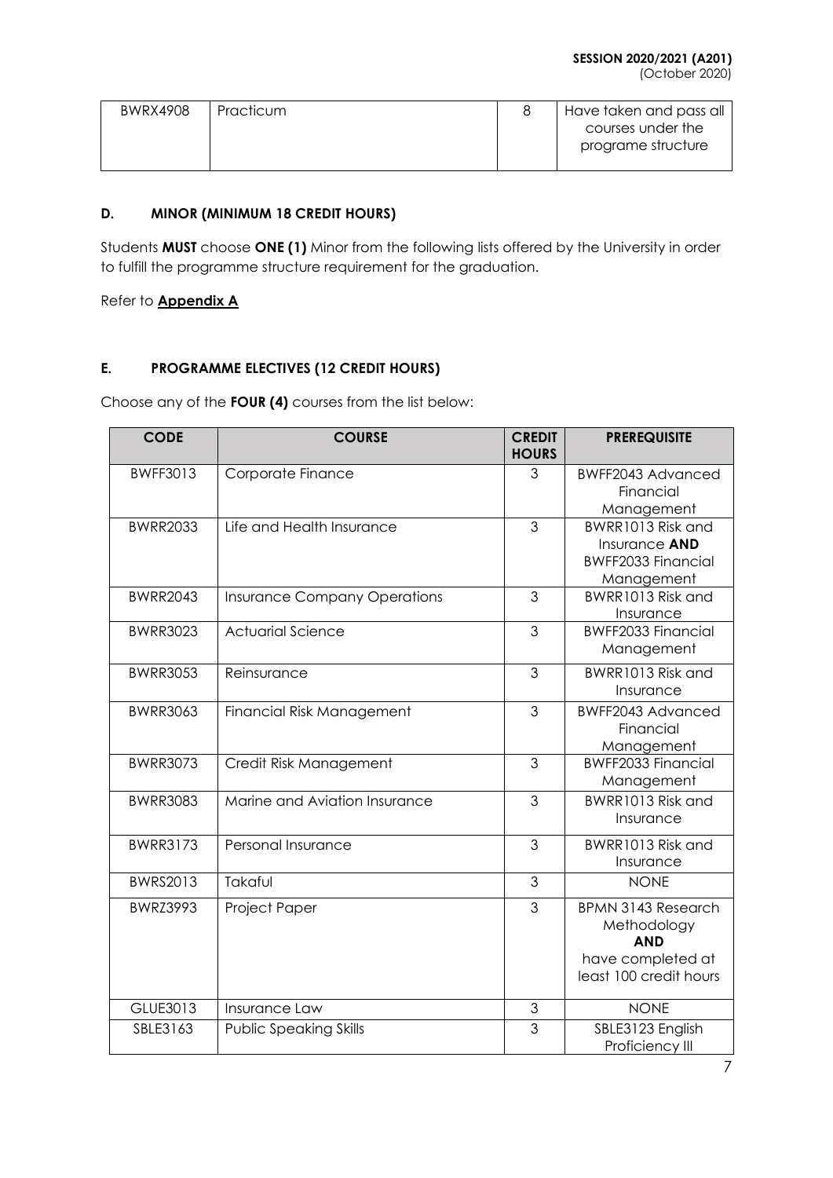| BWRX4908 | Practicum | 8 | Have taken and pass all courses under the programe structure |
|---|---|---|---|

### D. MINOR (MINIMUM 18 CREDIT HOURS)

Students **MUST** choose **ONE (1)** Minor from the following lists offered by the University in order to fulfill the programme structure requirement for the graduation.

Refer to **Appendix A**

### E. PROGRAMME ELECTIVES (12 CREDIT HOURS)

Choose any of the **FOUR (4)** courses from the list below:

| CODE | COURSE | CREDIT HOURS | PREREQUISITE |
|---|---|---|---|
| BWFF3013 | Corporate Finance | 3 | BWFF2043 Advanced Financial Management |
| BWRR2033 | Life and Health Insurance | 3 | BWRR1013 Risk and Insurance **AND** BWFF2033 Financial Management |
| BWRR2043 | Insurance Company Operations | 3 | BWRR1013 Risk and Insurance |
| BWRR3023 | Actuarial Science | 3 | BWFF2033 Financial Management |
| BWRR3053 | Reinsurance | 3 | BWRR1013 Risk and Insurance |
| BWRR3063 | Financial Risk Management | 3 | BWFF2043 Advanced Financial Management |
| BWRR3073 | Credit Risk Management | 3 | BWFF2033 Financial Management |
| BWRR3083 | Marine and Aviation Insurance | 3 | BWRR1013 Risk and Insurance |
| BWRR3173 | Personal Insurance | 3 | BWRR1013 Risk and Insurance |
| BWRS2013 | Takaful | 3 | NONE |
| BWRZ3993 | Project Paper | 3 | BPMN 3143 Research Methodology **AND** have completed at least 100 credit hours |
| GLUE3013 | Insurance Law | 3 | NONE |
| SBLE3163 | Public Speaking Skills | 3 | SBLE3123 English Proficiency III |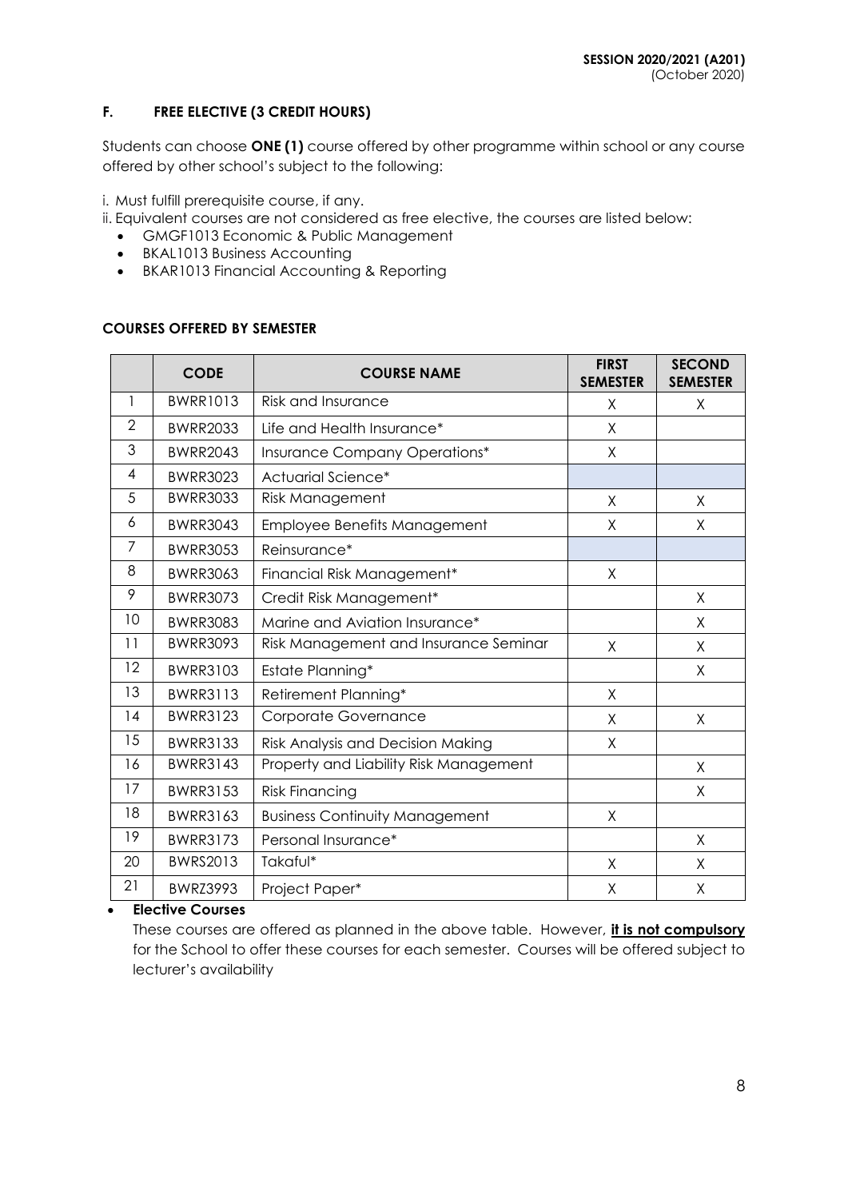### F. FREE ELECTIVE (3 CREDIT HOURS)

Students can choose **ONE (1)** course offered by other programme within school or any course offered by other school's subject to the following:

i. Must fulfill prerequisite course, if any.
ii. Equivalent courses are not considered as free elective, the courses are listed below:

- GMGF1013 Economic & Public Management
- BKAL1013 Business Accounting
- BKAR1013 Financial Accounting & Reporting

**COURSES OFFERED BY SEMESTER**

| | CODE | COURSE NAME | FIRST SEMESTER | SECOND SEMESTER |
|---|---|---|---|---|
| 1 | BWRR1013 | Risk and Insurance | X | X |
| 2 | BWRR2033 | Life and Health Insurance* | X | |
| 3 | BWRR2043 | Insurance Company Operations* | X | |
| 4 | BWRR3023 | Actuarial Science* | | |
| 5 | BWRR3033 | Risk Management | X | X |
| 6 | BWRR3043 | Employee Benefits Management | X | X |
| 7 | BWRR3053 | Reinsurance* | | |
| 8 | BWRR3063 | Financial Risk Management* | X | |
| 9 | BWRR3073 | Credit Risk Management* | | X |
| 10 | BWRR3083 | Marine and Aviation Insurance* | | X |
| 11 | BWRR3093 | Risk Management and Insurance Seminar | X | X |
| 12 | BWRR3103 | Estate Planning* | | X |
| 13 | BWRR3113 | Retirement Planning* | X | |
| 14 | BWRR3123 | Corporate Governance | X | X |
| 15 | BWRR3133 | Risk Analysis and Decision Making | X | |
| 16 | BWRR3143 | Property and Liability Risk Management | | X |
| 17 | BWRR3153 | Risk Financing | | X |
| 18 | BWRR3163 | Business Continuity Management | X | |
| 19 | BWRR3173 | Personal Insurance* | | X |
| 20 | BWRS2013 | Takaful* | X | X |
| 21 | BWRZ3993 | Project Paper* | X | X |

- **Elective Courses**

  These courses are offered as planned in the above table. However, **it is not compulsory** for the School to offer these courses for each semester. Courses will be offered subject to lecturer's availability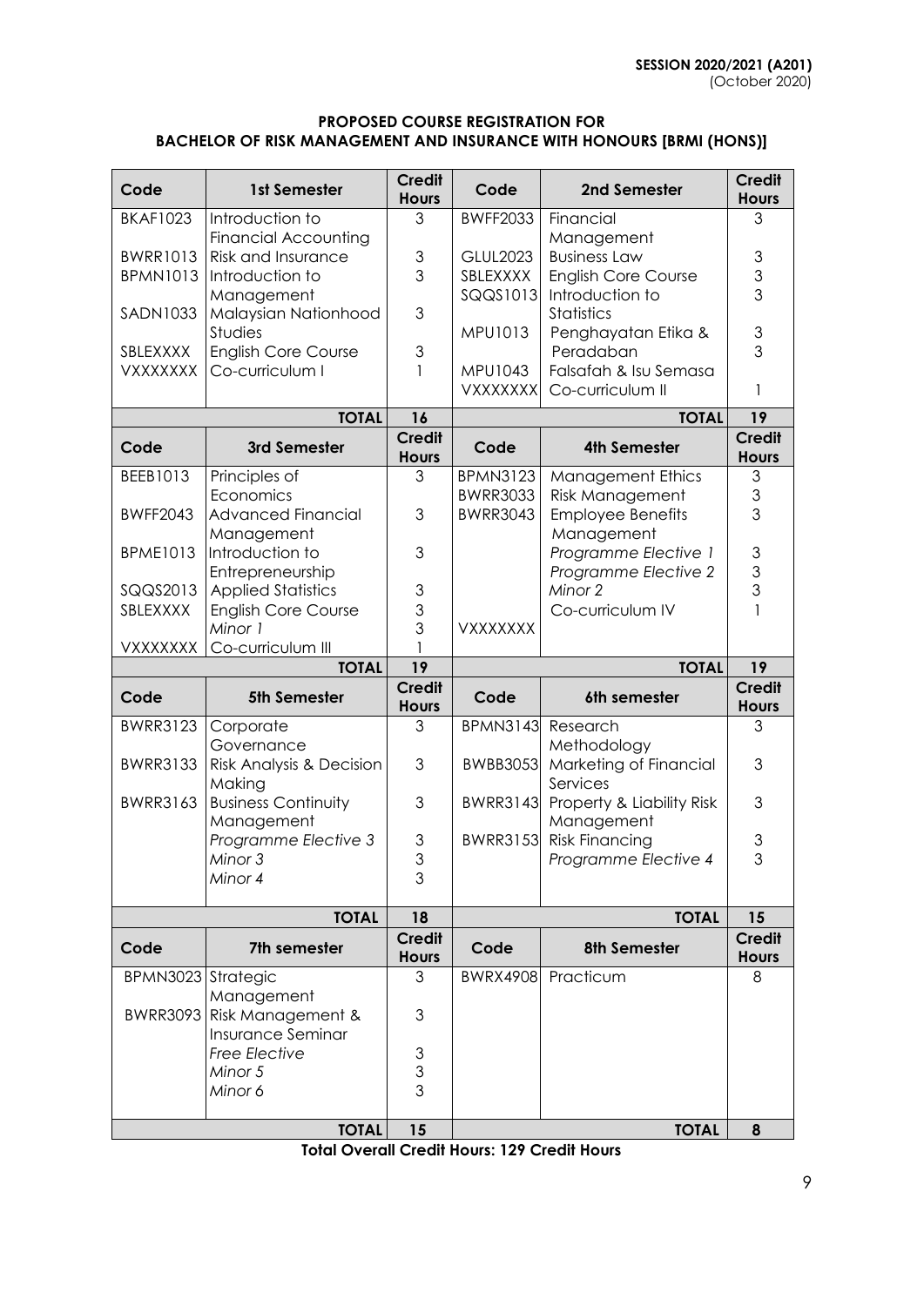**SESSION 2020/2021 (A201)**
(October 2020)

**PROPOSED COURSE REGISTRATION FOR**
**BACHELOR OF RISK MANAGEMENT AND INSURANCE WITH HONOURS [BRMI (HONS)]**

| Code | 1st Semester | Credit Hours | Code | 2nd Semester | Credit Hours |
|---|---|---|---|---|---|
| BKAF1023 | Introduction to Financial Accounting | 3 | BWFF2033 | Financial Management | 3 |
| BWRR1013 | Risk and Insurance | 3 | GLUL2023 | Business Law | 3 |
| BPMN1013 | Introduction to Management | 3 | SBLEXXXX | English Core Course | 3 |
| SADN1033 | Malaysian Nationhood Studies | 3 | SQQS1013 | Introduction to Statistics | 3 |
| SBLEXXXX | English Core Course | 3 | MPU1013 | Penghayatan Etika & Peradaban | 3 |
| VXXXXXXX | Co-curriculum I | 1 | MPU1043 | Falsafah & Isu Semasa | 3 |
| | | | VXXXXXXX | Co-curriculum II | 1 |
| | **TOTAL** | **16** | | **TOTAL** | **19** |
| **Code** | **3rd Semester** | **Credit Hours** | **Code** | **4th Semester** | **Credit Hours** |
| BEEB1013 | Principles of Economics | 3 | BPMN3123 | Management Ethics | 3 |
| BWFF2043 | Advanced Financial Management | 3 | BWRR3033 | Risk Management | 3 |
| BPME1013 | Introduction to Entrepreneurship | 3 | BWRR3043 | Employee Benefits Management | 3 |
| SQQS2013 | Applied Statistics | 3 | | *Programme Elective 1* | 3 |
| SBLEXXXX | English Core Course | 3 | | *Programme Elective 2* | 3 |
| | *Minor 1* | 3 | | *Minor 2* | 3 |
| VXXXXXXX | Co-curriculum III | 1 | VXXXXXXX | Co-curriculum IV | 1 |
| | **TOTAL** | **19** | | **TOTAL** | **19** |
| **Code** | **5th Semester** | **Credit Hours** | **Code** | **6th semester** | **Credit Hours** |
| BWRR3123 | Corporate Governance | 3 | BPMN3143 | Research Methodology | 3 |
| BWRR3133 | Risk Analysis & Decision Making | 3 | BWBB3053 | Marketing of Financial Services | 3 |
| BWRR3163 | Business Continuity Management | 3 | BWRR3143 | Property & Liability Risk Management | 3 |
| | *Programme Elective 3* | 3 | BWRR3153 | Risk Financing | 3 |
| | *Minor 3* | 3 | | *Programme Elective 4* | 3 |
| | *Minor 4* | 3 | | | |
| | **TOTAL** | **18** | | **TOTAL** | **15** |
| **Code** | **7th semester** | **Credit Hours** | **Code** | **8th Semester** | **Credit Hours** |
| BPMN3023 | Strategic Management | 3 | BWRX4908 | Practicum | 8 |
| BWRR3093 | Risk Management & Insurance Seminar | 3 | | | |
| | *Free Elective* | 3 | | | |
| | *Minor 5* | 3 | | | |
| | *Minor 6* | 3 | | | |
| | **TOTAL** | **15** | | **TOTAL** | **8** |

**Total Overall Credit Hours: 129 Credit Hours**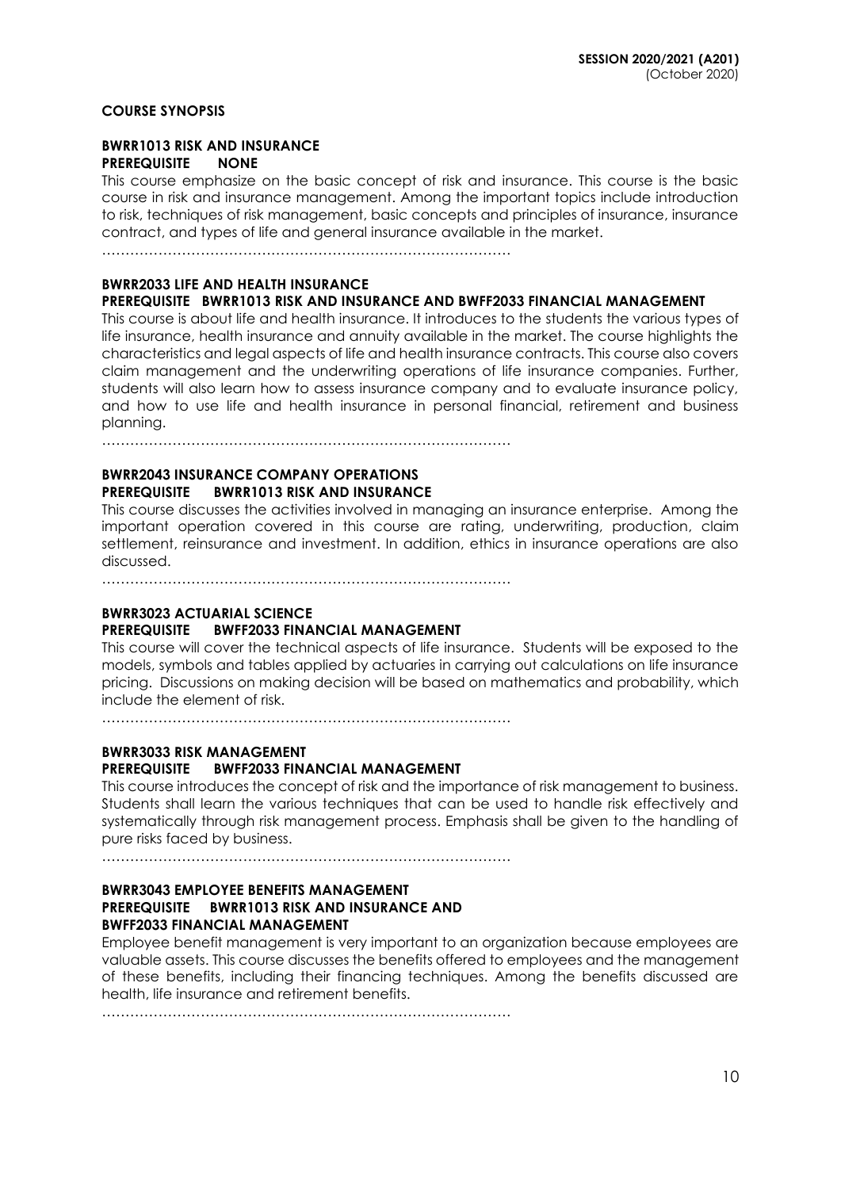## COURSE SYNOPSIS

### BWRR1013 RISK AND INSURANCE
**PREREQUISITE NONE**

This course emphasize on the basic concept of risk and insurance. This course is the basic course in risk and insurance management. Among the important topics include introduction to risk, techniques of risk management, basic concepts and principles of insurance, insurance contract, and types of life and general insurance available in the market.

…………………………………………………………………………….

### BWRR2033 LIFE AND HEALTH INSURANCE
**PREREQUISITE BWRR1013 RISK AND INSURANCE AND BWFF2033 FINANCIAL MANAGEMENT**

This course is about life and health insurance. It introduces to the students the various types of life insurance, health insurance and annuity available in the market. The course highlights the characteristics and legal aspects of life and health insurance contracts. This course also covers claim management and the underwriting operations of life insurance companies. Further, students will also learn how to assess insurance company and to evaluate insurance policy, and how to use life and health insurance in personal financial, retirement and business planning.

…………………………………………………………………………….

### BWRR2043 INSURANCE COMPANY OPERATIONS
**PREREQUISITE BWRR1013 RISK AND INSURANCE**

This course discusses the activities involved in managing an insurance enterprise. Among the important operation covered in this course are rating, underwriting, production, claim settlement, reinsurance and investment. In addition, ethics in insurance operations are also discussed.

…………………………………………………………………………….

### BWRR3023 ACTUARIAL SCIENCE
**PREREQUISITE BWFF2033 FINANCIAL MANAGEMENT**

This course will cover the technical aspects of life insurance. Students will be exposed to the models, symbols and tables applied by actuaries in carrying out calculations on life insurance pricing. Discussions on making decision will be based on mathematics and probability, which include the element of risk.

…………………………………………………………………………….

### BWRR3033 RISK MANAGEMENT
**PREREQUISITE BWFF2033 FINANCIAL MANAGEMENT**

This course introduces the concept of risk and the importance of risk management to business. Students shall learn the various techniques that can be used to handle risk effectively and systematically through risk management process. Emphasis shall be given to the handling of pure risks faced by business.

…………………………………………………………………………….

### BWRR3043 EMPLOYEE BENEFITS MANAGEMENT
**PREREQUISITE BWRR1013 RISK AND INSURANCE AND BWFF2033 FINANCIAL MANAGEMENT**

Employee benefit management is very important to an organization because employees are valuable assets. This course discusses the benefits offered to employees and the management of these benefits, including their financing techniques. Among the benefits discussed are health, life insurance and retirement benefits.

…………………………………………………………………………….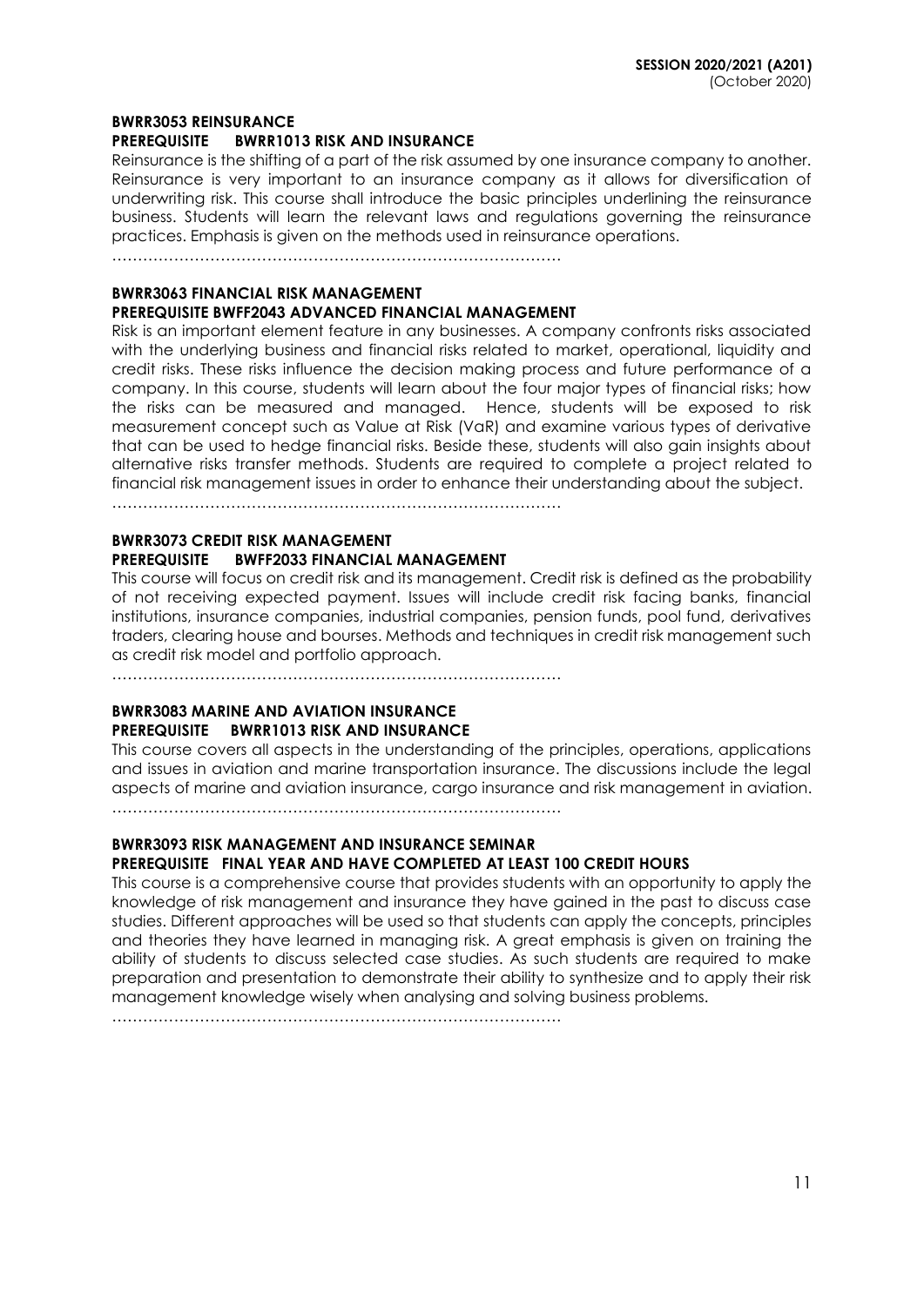**BWRR3053 REINSURANCE**
**PREREQUISITE BWRR1013 RISK AND INSURANCE**

Reinsurance is the shifting of a part of the risk assumed by one insurance company to another. Reinsurance is very important to an insurance company as it allows for diversification of underwriting risk. This course shall introduce the basic principles underlining the reinsurance business. Students will learn the relevant laws and regulations governing the reinsurance practices. Emphasis is given on the methods used in reinsurance operations.

……………………………………………………………………………

**BWRR3063 FINANCIAL RISK MANAGEMENT**
**PREREQUISITE BWFF2043 ADVANCED FINANCIAL MANAGEMENT**

Risk is an important element feature in any businesses. A company confronts risks associated with the underlying business and financial risks related to market, operational, liquidity and credit risks. These risks influence the decision making process and future performance of a company. In this course, students will learn about the four major types of financial risks; how the risks can be measured and managed. Hence, students will be exposed to risk measurement concept such as Value at Risk (VaR) and examine various types of derivative that can be used to hedge financial risks. Beside these, students will also gain insights about alternative risks transfer methods. Students are required to complete a project related to financial risk management issues in order to enhance their understanding about the subject.

……………………………………………………………………………

**BWRR3073 CREDIT RISK MANAGEMENT**
**PREREQUISITE BWFF2033 FINANCIAL MANAGEMENT**

This course will focus on credit risk and its management. Credit risk is defined as the probability of not receiving expected payment. Issues will include credit risk facing banks, financial institutions, insurance companies, industrial companies, pension funds, pool fund, derivatives traders, clearing house and bourses. Methods and techniques in credit risk management such as credit risk model and portfolio approach.

……………………………………………………………………………

**BWRR3083 MARINE AND AVIATION INSURANCE**
**PREREQUISITE BWRR1013 RISK AND INSURANCE**

This course covers all aspects in the understanding of the principles, operations, applications and issues in aviation and marine transportation insurance. The discussions include the legal aspects of marine and aviation insurance, cargo insurance and risk management in aviation.

……………………………………………………………………………

**BWRR3093 RISK MANAGEMENT AND INSURANCE SEMINAR**
**PREREQUISITE FINAL YEAR AND HAVE COMPLETED AT LEAST 100 CREDIT HOURS**

This course is a comprehensive course that provides students with an opportunity to apply the knowledge of risk management and insurance they have gained in the past to discuss case studies. Different approaches will be used so that students can apply the concepts, principles and theories they have learned in managing risk. A great emphasis is given on training the ability of students to discuss selected case studies. As such students are required to make preparation and presentation to demonstrate their ability to synthesize and to apply their risk management knowledge wisely when analysing and solving business problems.

……………………………………………………………………………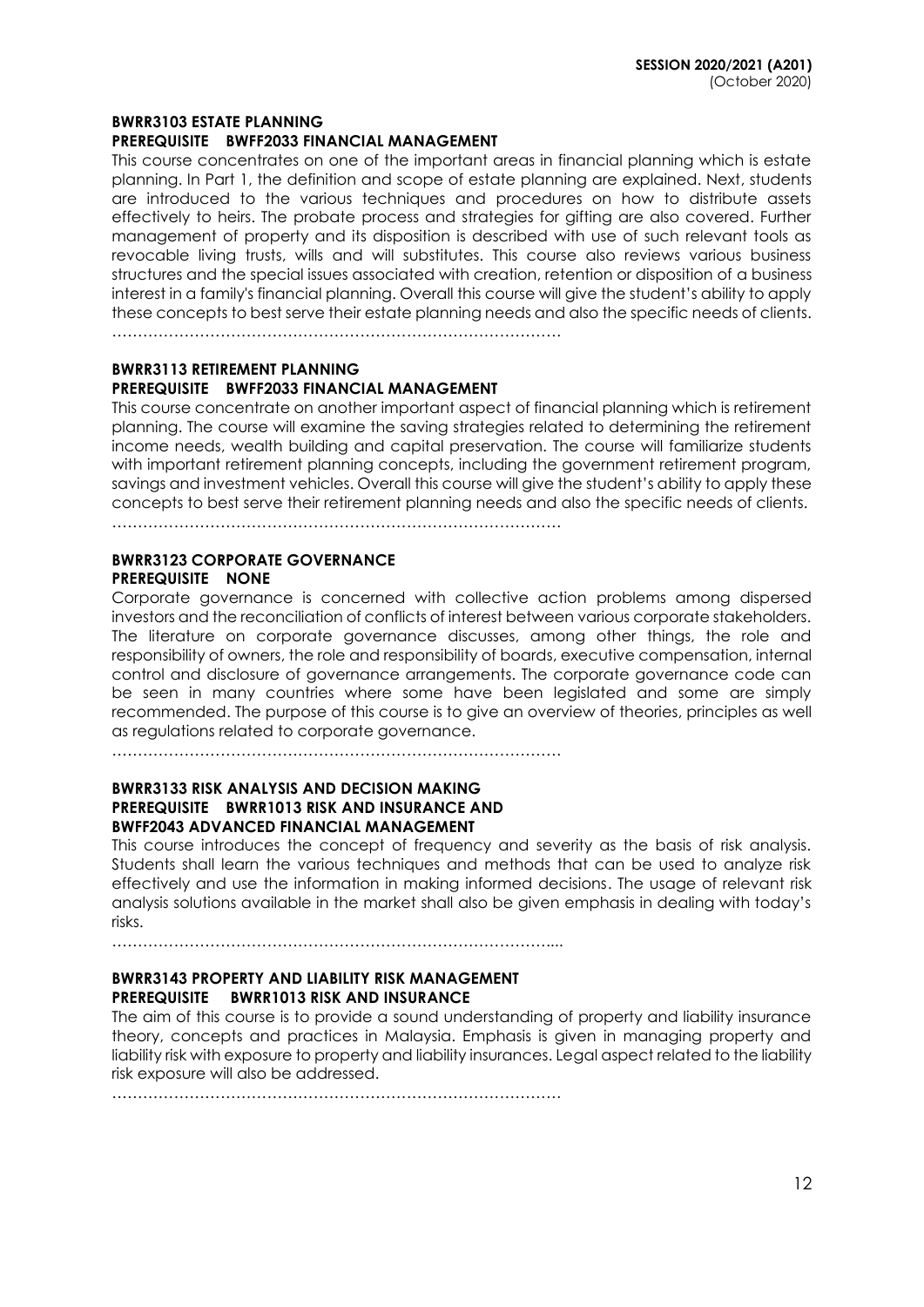#### BWRR3103 ESTATE PLANNING
**PREREQUISITE BWFF2033 FINANCIAL MANAGEMENT**

This course concentrates on one of the important areas in financial planning which is estate planning. In Part 1, the definition and scope of estate planning are explained. Next, students are introduced to the various techniques and procedures on how to distribute assets effectively to heirs. The probate process and strategies for gifting are also covered. Further management of property and its disposition is described with use of such relevant tools as revocable living trusts, wills and will substitutes. This course also reviews various business structures and the special issues associated with creation, retention or disposition of a business interest in a family's financial planning. Overall this course will give the student's ability to apply these concepts to best serve their estate planning needs and also the specific needs of clients.

……………………………………………………………………………

#### BWRR3113 RETIREMENT PLANNING
**PREREQUISITE BWFF2033 FINANCIAL MANAGEMENT**

This course concentrate on another important aspect of financial planning which is retirement planning. The course will examine the saving strategies related to determining the retirement income needs, wealth building and capital preservation. The course will familiarize students with important retirement planning concepts, including the government retirement program, savings and investment vehicles. Overall this course will give the student's ability to apply these concepts to best serve their retirement planning needs and also the specific needs of clients.

……………………………………………………………………………

#### BWRR3123 CORPORATE GOVERNANCE
**PREREQUISITE NONE**

Corporate governance is concerned with collective action problems among dispersed investors and the reconciliation of conflicts of interest between various corporate stakeholders. The literature on corporate governance discusses, among other things, the role and responsibility of owners, the role and responsibility of boards, executive compensation, internal control and disclosure of governance arrangements. The corporate governance code can be seen in many countries where some have been legislated and some are simply recommended. The purpose of this course is to give an overview of theories, principles as well as regulations related to corporate governance.

……………………………………………………………………………

#### BWRR3133 RISK ANALYSIS AND DECISION MAKING
**PREREQUISITE BWRR1013 RISK AND INSURANCE AND**
**BWFF2043 ADVANCED FINANCIAL MANAGEMENT**

This course introduces the concept of frequency and severity as the basis of risk analysis. Students shall learn the various techniques and methods that can be used to analyze risk effectively and use the information in making informed decisions. The usage of relevant risk analysis solutions available in the market shall also be given emphasis in dealing with today's risks.

…………………………………………………………………………....

#### BWRR3143 PROPERTY AND LIABILITY RISK MANAGEMENT
**PREREQUISITE BWRR1013 RISK AND INSURANCE**

The aim of this course is to provide a sound understanding of property and liability insurance theory, concepts and practices in Malaysia. Emphasis is given in managing property and liability risk with exposure to property and liability insurances. Legal aspect related to the liability risk exposure will also be addressed.

……………………………………………………………………………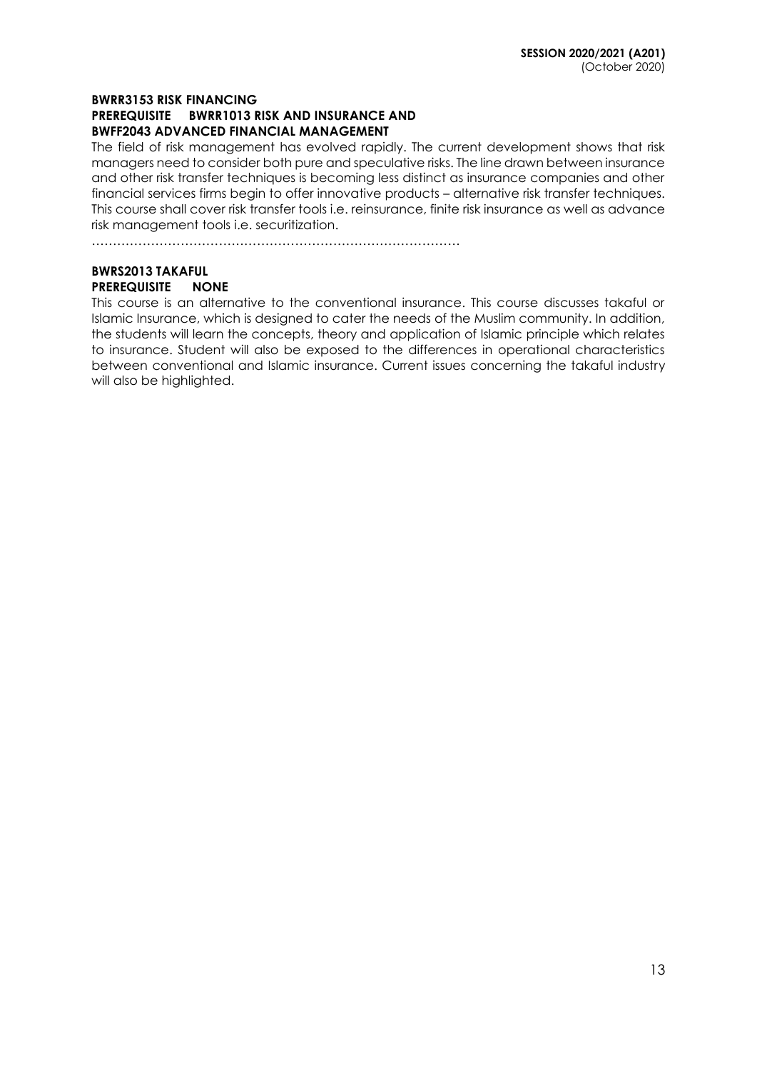**BWRR3153 RISK FINANCING**
**PREREQUISITE BWRR1013 RISK AND INSURANCE AND BWFF2043 ADVANCED FINANCIAL MANAGEMENT**

The field of risk management has evolved rapidly. The current development shows that risk managers need to consider both pure and speculative risks. The line drawn between insurance and other risk transfer techniques is becoming less distinct as insurance companies and other financial services firms begin to offer innovative products – alternative risk transfer techniques. This course shall cover risk transfer tools i.e. reinsurance, finite risk insurance as well as advance risk management tools i.e. securitization.

…………………………………………………………………………

**BWRS2013 TAKAFUL**
**PREREQUISITE NONE**

This course is an alternative to the conventional insurance. This course discusses takaful or Islamic Insurance, which is designed to cater the needs of the Muslim community. In addition, the students will learn the concepts, theory and application of Islamic principle which relates to insurance. Student will also be exposed to the differences in operational characteristics between conventional and Islamic insurance. Current issues concerning the takaful industry will also be highlighted.